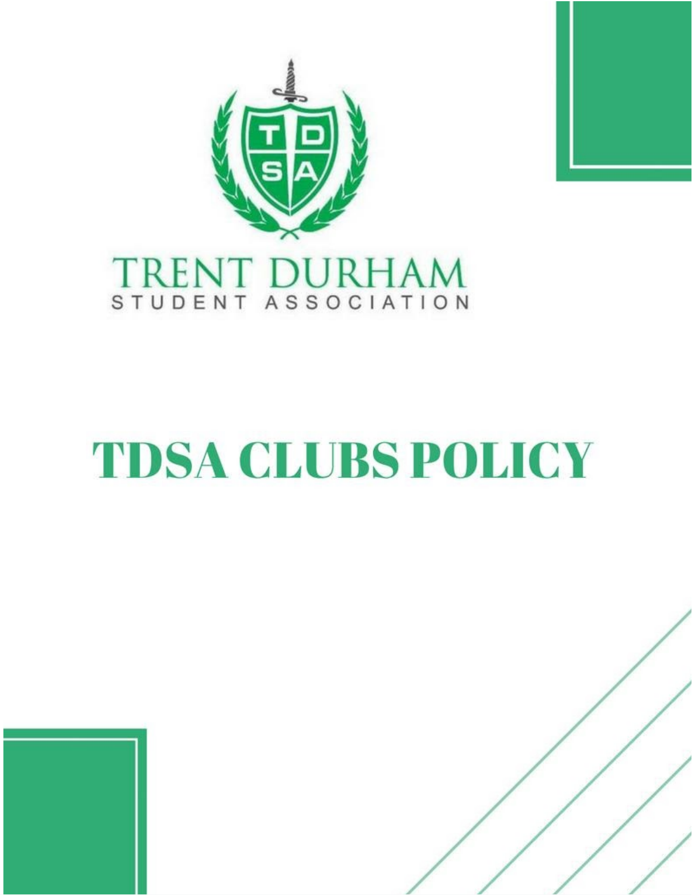TRENT DURHAM
STUDENT ASSOCIATION

# TDSA CLUBS POLICY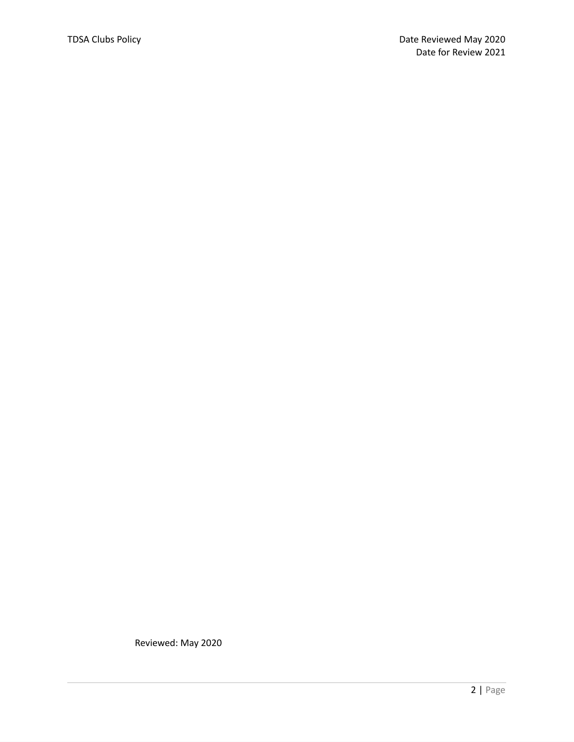Reviewed: May 2020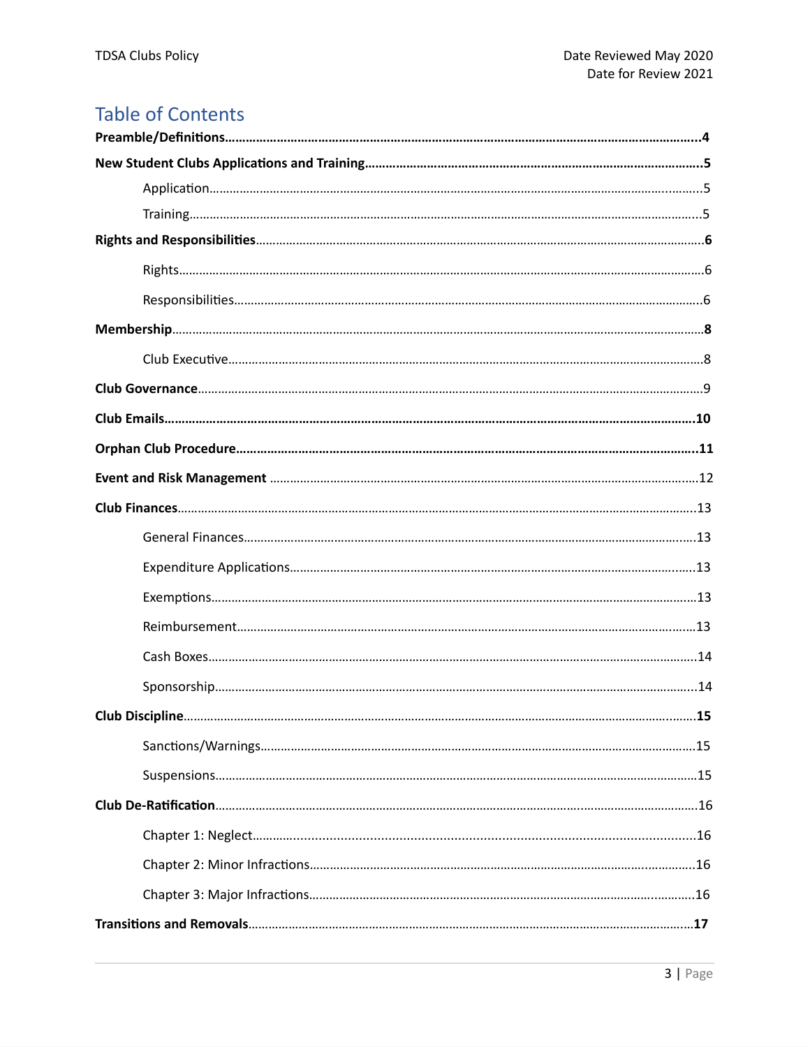# Table of Contents

**Preamble/Definitions**......4

**New Student Clubs Applications and Training**......5

- Application......5
- Training......5

**Rights and Responsibilities**......6

- Rights......6
- Responsibilities......6

**Membership**......8

- Club Executive......8

**Club Governance**......9

**Club Emails**......10

**Orphan Club Procedure**......11

**Event and Risk Management**......12

**Club Finances**......13

- General Finances......13
- Expenditure Applications......13
- Exemptions......13
- Reimbursement......13
- Cash Boxes......14
- Sponsorship......14

**Club Discipline**......15

- Sanctions/Warnings......15
- Suspensions......15

**Club De-Ratification**......16

- Chapter 1: Neglect......16
- Chapter 2: Minor Infractions......16
- Chapter 3: Major Infractions......16

**Transitions and Removals**......17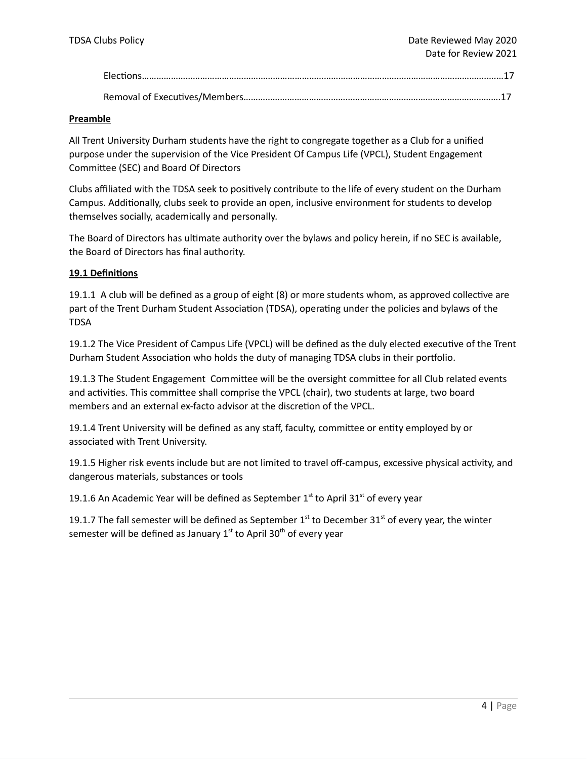Elections…………………………………………………………………………………………………………………………….…17

Removal of Executives/Members………………………………………………………………………………………….17

**Preamble**

All Trent University Durham students have the right to congregate together as a Club for a unified purpose under the supervision of the Vice President Of Campus Life (VPCL), Student Engagement Committee (SEC) and Board Of Directors

Clubs affiliated with the TDSA seek to positively contribute to the life of every student on the Durham Campus. Additionally, clubs seek to provide an open, inclusive environment for students to develop themselves socially, academically and personally.

The Board of Directors has ultimate authority over the bylaws and policy herein, if no SEC is available, the Board of Directors has final authority.

**19.1 Definitions**

19.1.1 A club will be defined as a group of eight (8) or more students whom, as approved collective are part of the Trent Durham Student Association (TDSA), operating under the policies and bylaws of the TDSA

19.1.2 The Vice President of Campus Life (VPCL) will be defined as the duly elected executive of the Trent Durham Student Association who holds the duty of managing TDSA clubs in their portfolio.

19.1.3 The Student Engagement Committee will be the oversight committee for all Club related events and activities. This committee shall comprise the VPCL (chair), two students at large, two board members and an external ex-facto advisor at the discretion of the VPCL.

19.1.4 Trent University will be defined as any staff, faculty, committee or entity employed by or associated with Trent University.

19.1.5 Higher risk events include but are not limited to travel off-campus, excessive physical activity, and dangerous materials, substances or tools

19.1.6 An Academic Year will be defined as September 1st to April 31st of every year

19.1.7 The fall semester will be defined as September 1st to December 31st of every year, the winter semester will be defined as January 1st to April 30th of every year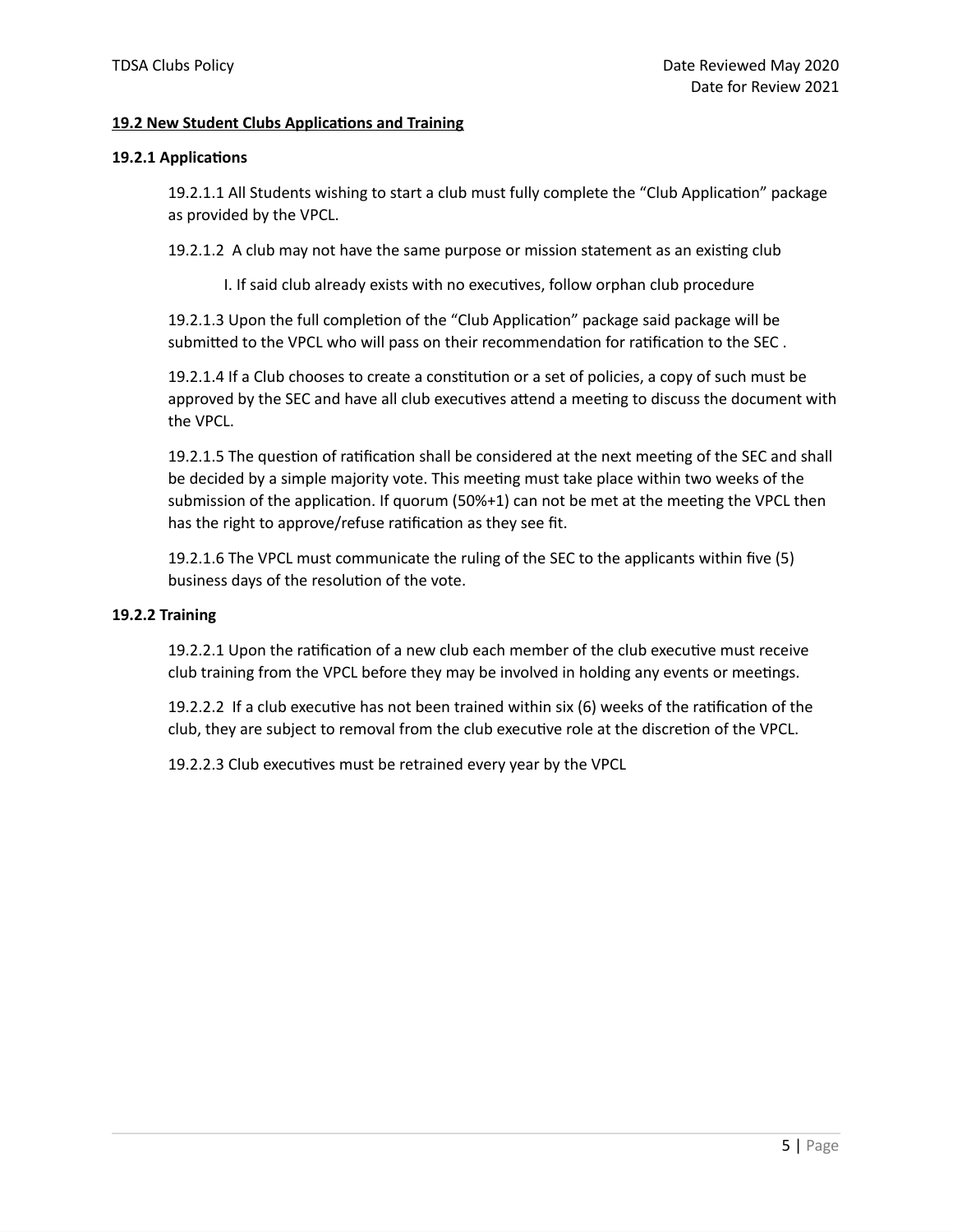## 19.2 New Student Clubs Applications and Training

### 19.2.1 Applications

19.2.1.1 All Students wishing to start a club must fully complete the "Club Application" package as provided by the VPCL.

19.2.1.2 A club may not have the same purpose or mission statement as an existing club

I. If said club already exists with no executives, follow orphan club procedure

19.2.1.3 Upon the full completion of the "Club Application" package said package will be submitted to the VPCL who will pass on their recommendation for ratification to the SEC .

19.2.1.4 If a Club chooses to create a constitution or a set of policies, a copy of such must be approved by the SEC and have all club executives attend a meeting to discuss the document with the VPCL.

19.2.1.5 The question of ratification shall be considered at the next meeting of the SEC and shall be decided by a simple majority vote. This meeting must take place within two weeks of the submission of the application. If quorum (50%+1) can not be met at the meeting the VPCL then has the right to approve/refuse ratification as they see fit.

19.2.1.6 The VPCL must communicate the ruling of the SEC to the applicants within five (5) business days of the resolution of the vote.

### 19.2.2 Training

19.2.2.1 Upon the ratification of a new club each member of the club executive must receive club training from the VPCL before they may be involved in holding any events or meetings.

19.2.2.2 If a club executive has not been trained within six (6) weeks of the ratification of the club, they are subject to removal from the club executive role at the discretion of the VPCL.

19.2.2.3 Club executives must be retrained every year by the VPCL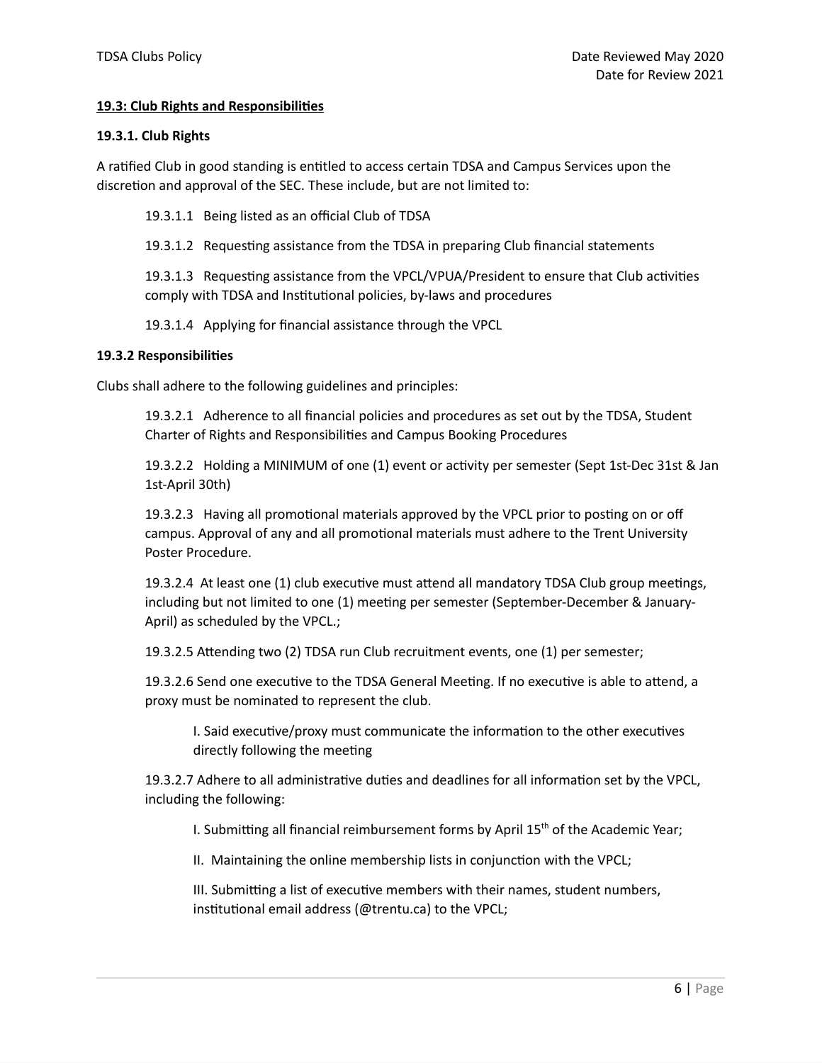**19.3: Club Rights and Responsibilities**

**19.3.1. Club Rights**

A ratified Club in good standing is entitled to access certain TDSA and Campus Services upon the discretion and approval of the SEC. These include, but are not limited to:

19.3.1.1 Being listed as an official Club of TDSA

19.3.1.2 Requesting assistance from the TDSA in preparing Club financial statements

19.3.1.3 Requesting assistance from the VPCL/VPUA/President to ensure that Club activities comply with TDSA and Institutional policies, by-laws and procedures

19.3.1.4 Applying for financial assistance through the VPCL

**19.3.2 Responsibilities**

Clubs shall adhere to the following guidelines and principles:

19.3.2.1 Adherence to all financial policies and procedures as set out by the TDSA, Student Charter of Rights and Responsibilities and Campus Booking Procedures

19.3.2.2 Holding a MINIMUM of one (1) event or activity per semester (Sept 1st-Dec 31st & Jan 1st-April 30th)

19.3.2.3 Having all promotional materials approved by the VPCL prior to posting on or off campus. Approval of any and all promotional materials must adhere to the Trent University Poster Procedure.

19.3.2.4 At least one (1) club executive must attend all mandatory TDSA Club group meetings, including but not limited to one (1) meeting per semester (September-December & January-April) as scheduled by the VPCL.;

19.3.2.5 Attending two (2) TDSA run Club recruitment events, one (1) per semester;

19.3.2.6 Send one executive to the TDSA General Meeting. If no executive is able to attend, a proxy must be nominated to represent the club.

I. Said executive/proxy must communicate the information to the other executives directly following the meeting

19.3.2.7 Adhere to all administrative duties and deadlines for all information set by the VPCL, including the following:

I. Submitting all financial reimbursement forms by April 15th of the Academic Year;

II. Maintaining the online membership lists in conjunction with the VPCL;

III. Submitting a list of executive members with their names, student numbers, institutional email address (@trentu.ca) to the VPCL;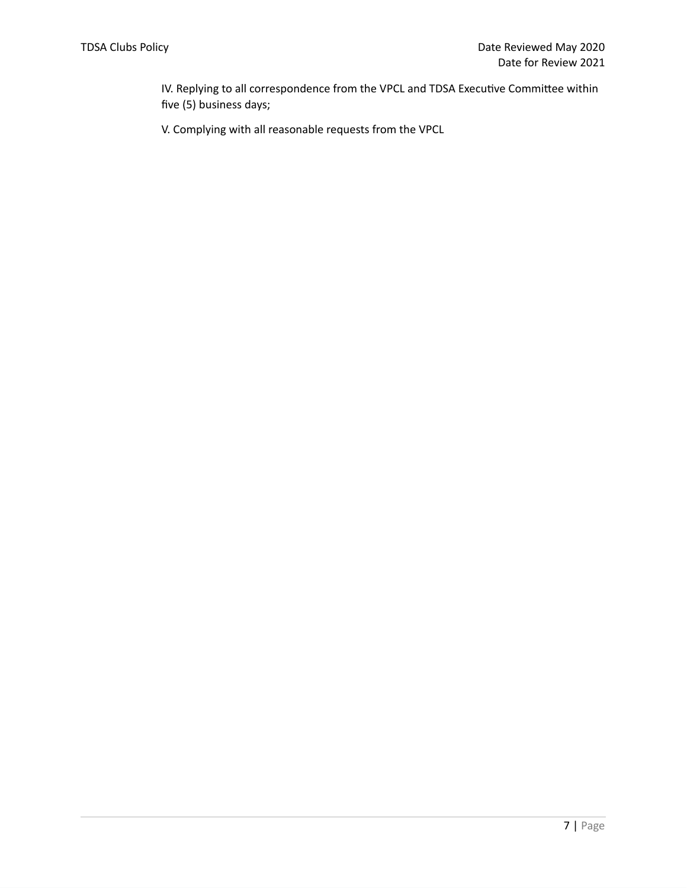IV. Replying to all correspondence from the VPCL and TDSA Executive Committee within five (5) business days;

V. Complying with all reasonable requests from the VPCL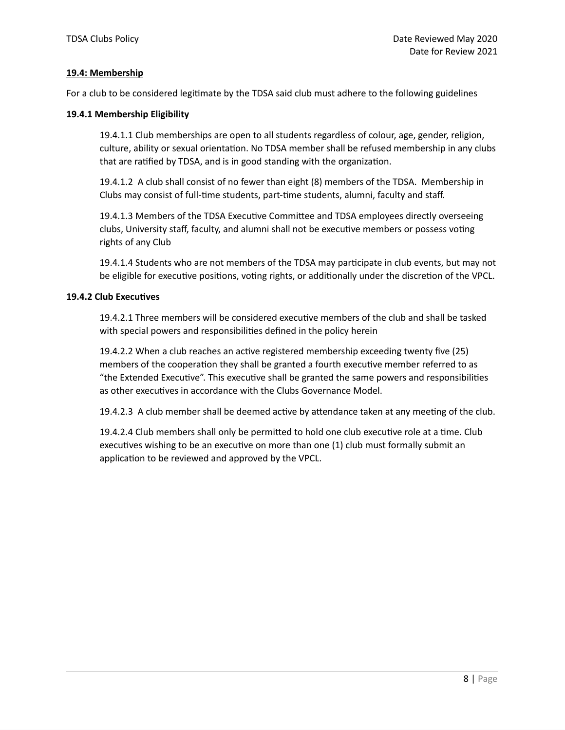## 19.4: Membership

For a club to be considered legitimate by the TDSA said club must adhere to the following guidelines

### 19.4.1 Membership Eligibility

19.4.1.1 Club memberships are open to all students regardless of colour, age, gender, religion, culture, ability or sexual orientation. No TDSA member shall be refused membership in any clubs that are ratified by TDSA, and is in good standing with the organization.

19.4.1.2 A club shall consist of no fewer than eight (8) members of the TDSA. Membership in Clubs may consist of full-time students, part-time students, alumni, faculty and staff.

19.4.1.3 Members of the TDSA Executive Committee and TDSA employees directly overseeing clubs, University staff, faculty, and alumni shall not be executive members or possess voting rights of any Club

19.4.1.4 Students who are not members of the TDSA may participate in club events, but may not be eligible for executive positions, voting rights, or additionally under the discretion of the VPCL.

### 19.4.2 Club Executives

19.4.2.1 Three members will be considered executive members of the club and shall be tasked with special powers and responsibilities defined in the policy herein

19.4.2.2 When a club reaches an active registered membership exceeding twenty five (25) members of the cooperation they shall be granted a fourth executive member referred to as "the Extended Executive". This executive shall be granted the same powers and responsibilities as other executives in accordance with the Clubs Governance Model.

19.4.2.3 A club member shall be deemed active by attendance taken at any meeting of the club.

19.4.2.4 Club members shall only be permitted to hold one club executive role at a time. Club executives wishing to be an executive on more than one (1) club must formally submit an application to be reviewed and approved by the VPCL.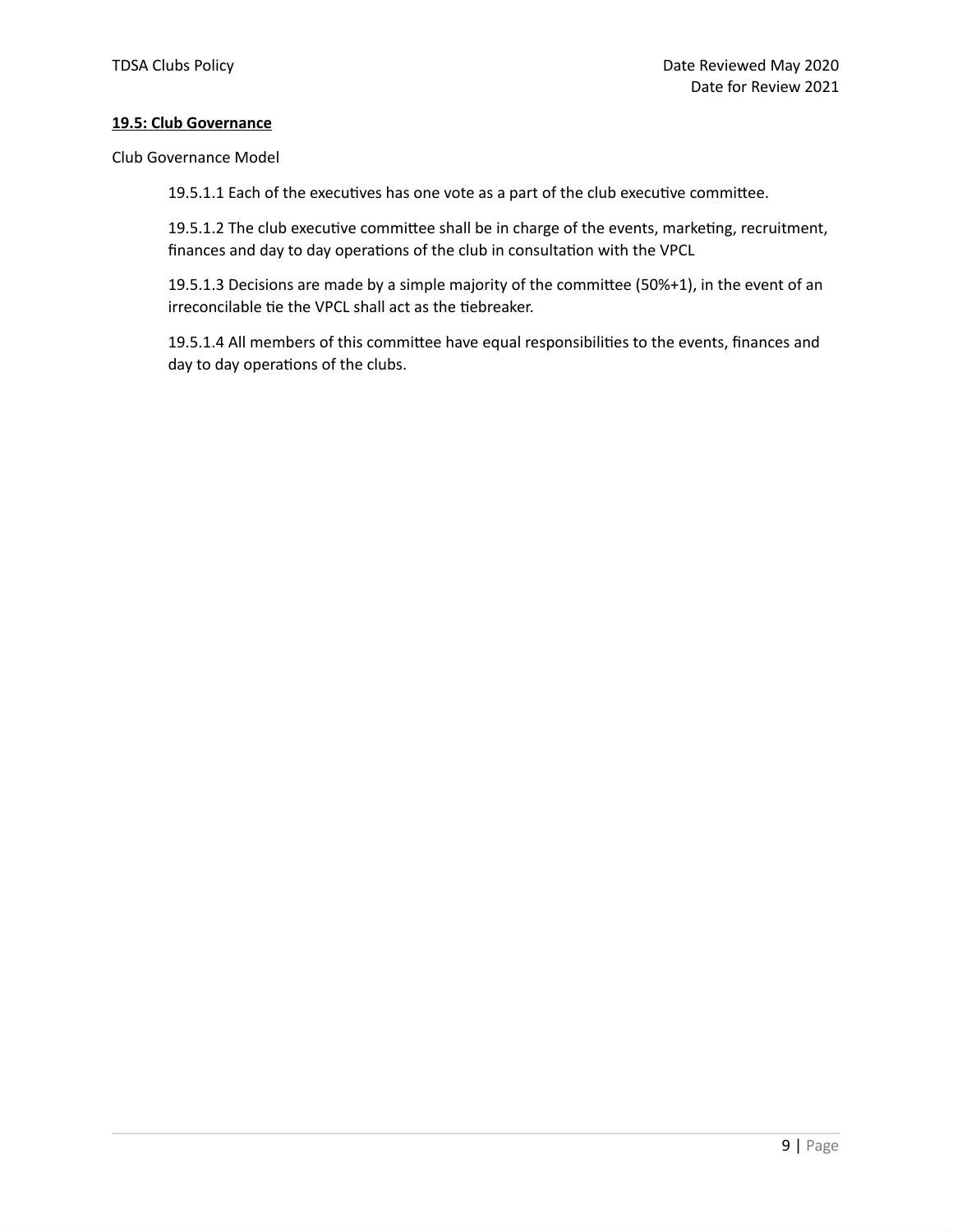**19.5: Club Governance**

Club Governance Model

19.5.1.1 Each of the executives has one vote as a part of the club executive committee.

19.5.1.2 The club executive committee shall be in charge of the events, marketing, recruitment, finances and day to day operations of the club in consultation with the VPCL

19.5.1.3 Decisions are made by a simple majority of the committee (50%+1), in the event of an irreconcilable tie the VPCL shall act as the tiebreaker.

19.5.1.4 All members of this committee have equal responsibilities to the events, finances and day to day operations of the clubs.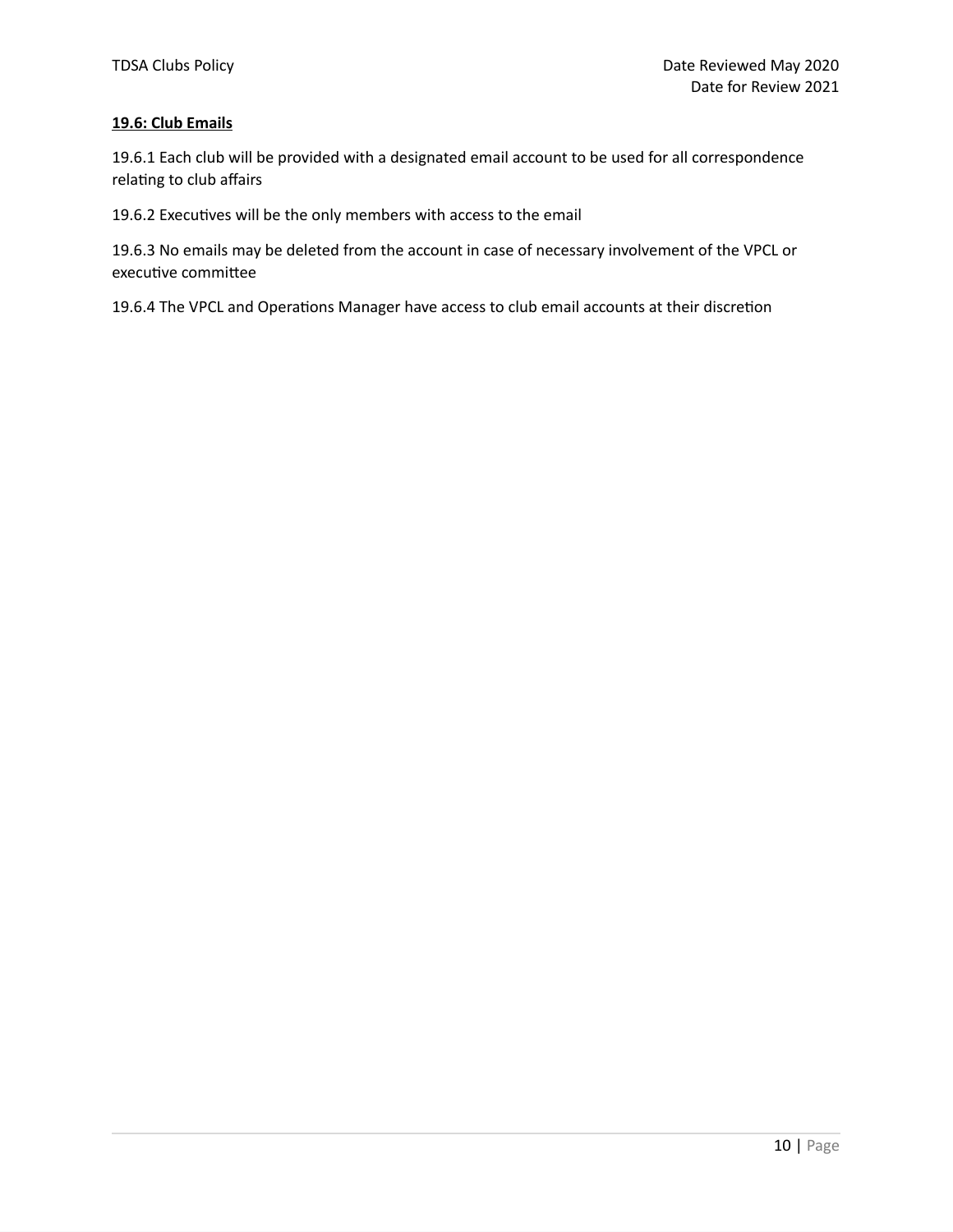### 19.6: Club Emails

19.6.1 Each club will be provided with a designated email account to be used for all correspondence relating to club affairs

19.6.2 Executives will be the only members with access to the email

19.6.3 No emails may be deleted from the account in case of necessary involvement of the VPCL or executive committee

19.6.4 The VPCL and Operations Manager have access to club email accounts at their discretion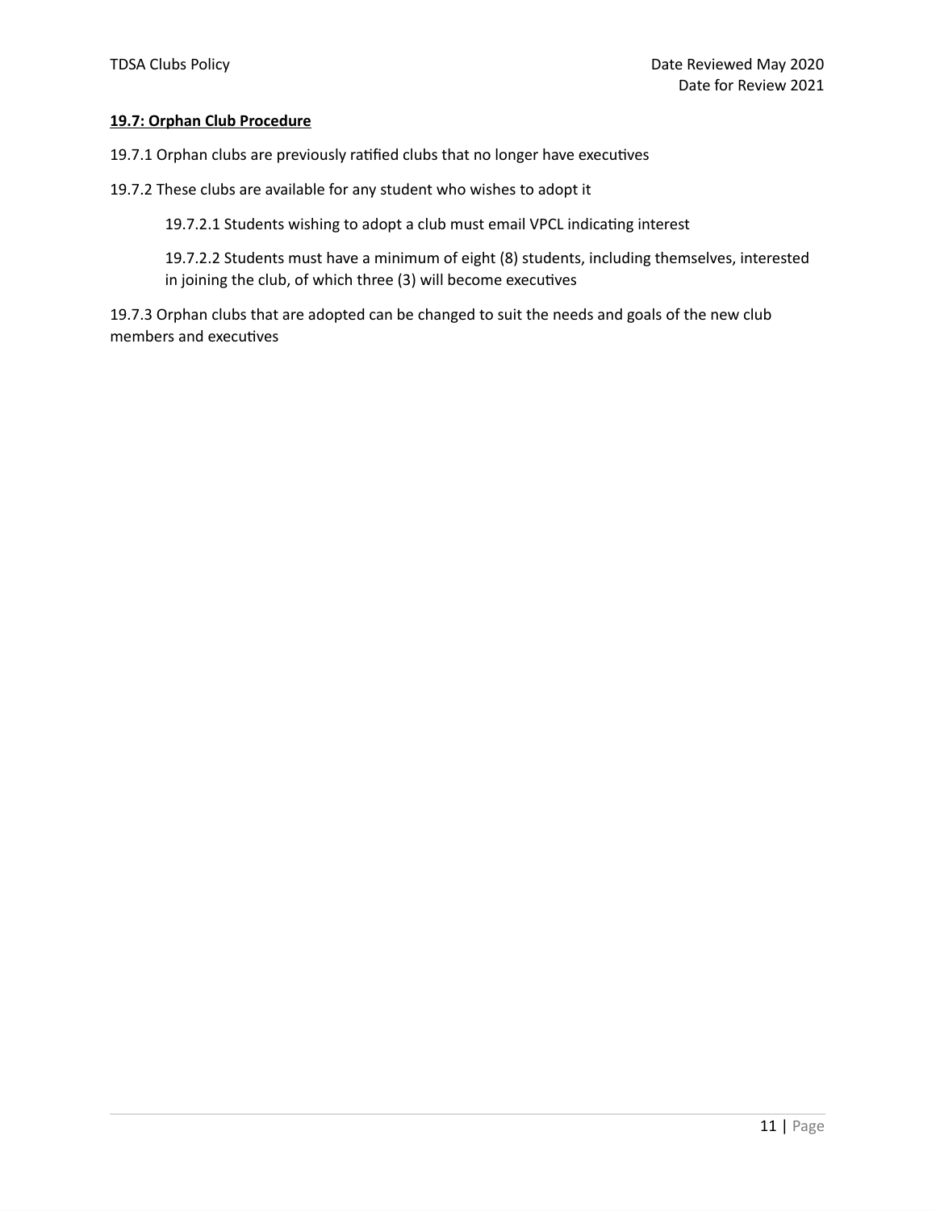**19.7: Orphan Club Procedure**

19.7.1 Orphan clubs are previously ratified clubs that no longer have executives

19.7.2 These clubs are available for any student who wishes to adopt it

> 19.7.2.1 Students wishing to adopt a club must email VPCL indicating interest
>
> 19.7.2.2 Students must have a minimum of eight (8) students, including themselves, interested in joining the club, of which three (3) will become executives

19.7.3 Orphan clubs that are adopted can be changed to suit the needs and goals of the new club members and executives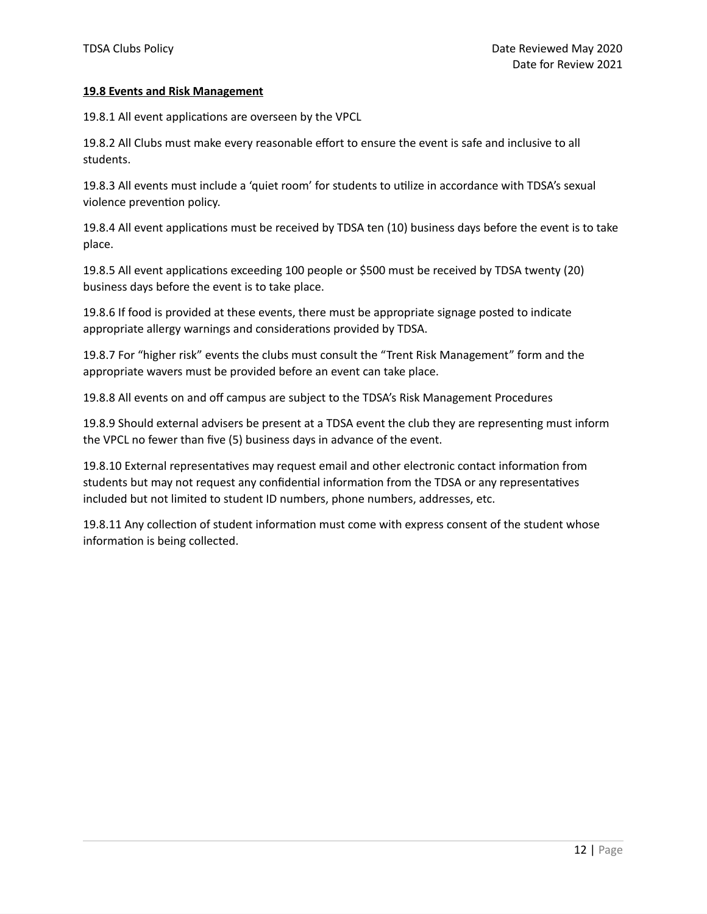**19.8 Events and Risk Management**

19.8.1 All event applications are overseen by the VPCL

19.8.2 All Clubs must make every reasonable effort to ensure the event is safe and inclusive to all students.

19.8.3 All events must include a 'quiet room' for students to utilize in accordance with TDSA's sexual violence prevention policy.

19.8.4 All event applications must be received by TDSA ten (10) business days before the event is to take place.

19.8.5 All event applications exceeding 100 people or $500 must be received by TDSA twenty (20) business days before the event is to take place.

19.8.6 If food is provided at these events, there must be appropriate signage posted to indicate appropriate allergy warnings and considerations provided by TDSA.

19.8.7 For "higher risk" events the clubs must consult the "Trent Risk Management" form and the appropriate wavers must be provided before an event can take place.

19.8.8 All events on and off campus are subject to the TDSA's Risk Management Procedures

19.8.9 Should external advisers be present at a TDSA event the club they are representing must inform the VPCL no fewer than five (5) business days in advance of the event.

19.8.10 External representatives may request email and other electronic contact information from students but may not request any confidential information from the TDSA or any representatives included but not limited to student ID numbers, phone numbers, addresses, etc.

19.8.11 Any collection of student information must come with express consent of the student whose information is being collected.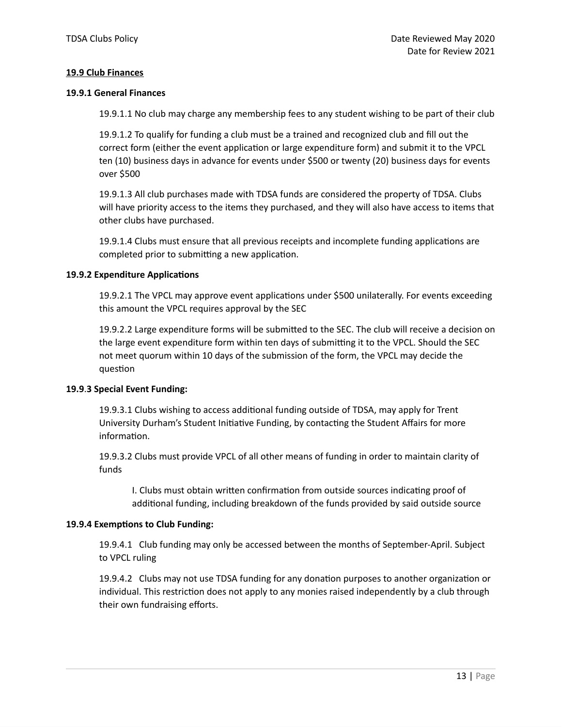## 19.9 Club Finances

### 19.9.1 General Finances

19.9.1.1 No club may charge any membership fees to any student wishing to be part of their club

19.9.1.2 To qualify for funding a club must be a trained and recognized club and fill out the correct form (either the event application or large expenditure form) and submit it to the VPCL ten (10) business days in advance for events under $500 or twenty (20) business days for events over $500

19.9.1.3 All club purchases made with TDSA funds are considered the property of TDSA. Clubs will have priority access to the items they purchased, and they will also have access to items that other clubs have purchased.

19.9.1.4 Clubs must ensure that all previous receipts and incomplete funding applications are completed prior to submitting a new application.

### 19.9.2 Expenditure Applications

19.9.2.1 The VPCL may approve event applications under $500 unilaterally. For events exceeding this amount the VPCL requires approval by the SEC

19.9.2.2 Large expenditure forms will be submitted to the SEC. The club will receive a decision on the large event expenditure form within ten days of submitting it to the VPCL. Should the SEC not meet quorum within 10 days of the submission of the form, the VPCL may decide the question

### 19.9.3 Special Event Funding:

19.9.3.1 Clubs wishing to access additional funding outside of TDSA, may apply for Trent University Durham's Student Initiative Funding, by contacting the Student Affairs for more information.

19.9.3.2 Clubs must provide VPCL of all other means of funding in order to maintain clarity of funds

I. Clubs must obtain written confirmation from outside sources indicating proof of additional funding, including breakdown of the funds provided by said outside source

### 19.9.4 Exemptions to Club Funding:

19.9.4.1 Club funding may only be accessed between the months of September-April. Subject to VPCL ruling

19.9.4.2 Clubs may not use TDSA funding for any donation purposes to another organization or individual. This restriction does not apply to any monies raised independently by a club through their own fundraising efforts.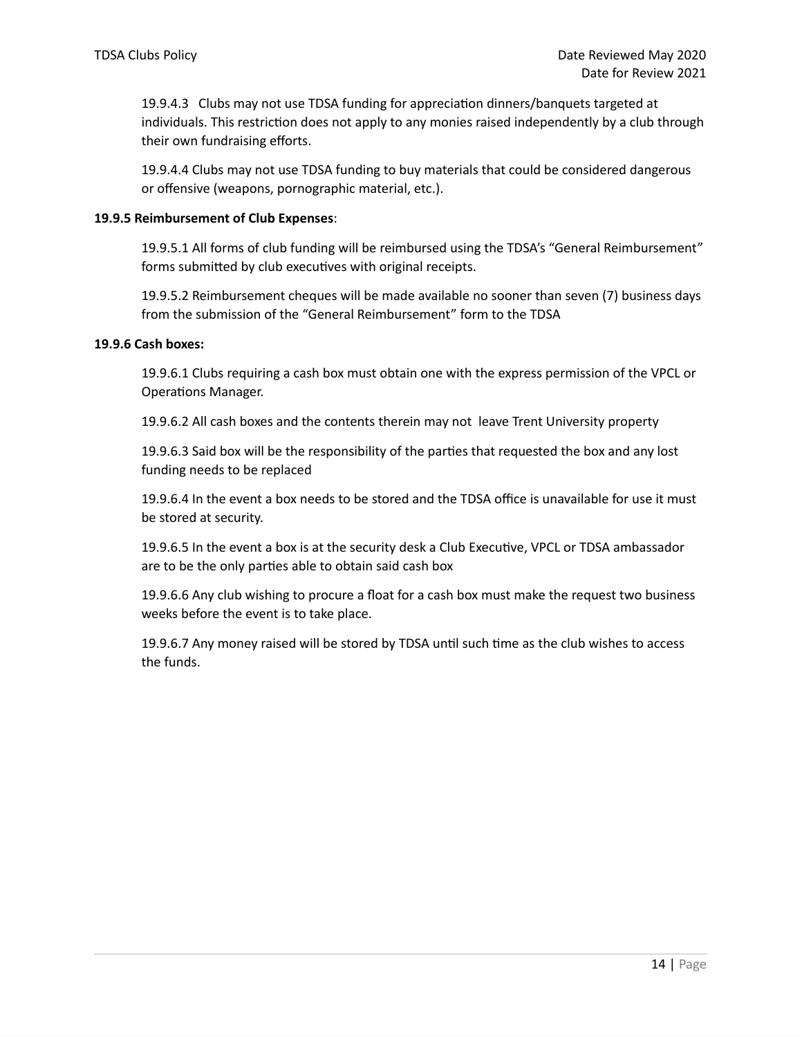19.9.4.3 Clubs may not use TDSA funding for appreciation dinners/banquets targeted at individuals. This restriction does not apply to any monies raised independently by a club through their own fundraising efforts.

19.9.4.4 Clubs may not use TDSA funding to buy materials that could be considered dangerous or offensive (weapons, pornographic material, etc.).

**19.9.5 Reimbursement of Club Expenses**:

19.9.5.1 All forms of club funding will be reimbursed using the TDSA's "General Reimbursement" forms submitted by club executives with original receipts.

19.9.5.2 Reimbursement cheques will be made available no sooner than seven (7) business days from the submission of the "General Reimbursement" form to the TDSA

**19.9.6 Cash boxes:**

19.9.6.1 Clubs requiring a cash box must obtain one with the express permission of the VPCL or Operations Manager.

19.9.6.2 All cash boxes and the contents therein may not leave Trent University property

19.9.6.3 Said box will be the responsibility of the parties that requested the box and any lost funding needs to be replaced

19.9.6.4 In the event a box needs to be stored and the TDSA office is unavailable for use it must be stored at security.

19.9.6.5 In the event a box is at the security desk a Club Executive, VPCL or TDSA ambassador are to be the only parties able to obtain said cash box

19.9.6.6 Any club wishing to procure a float for a cash box must make the request two business weeks before the event is to take place.

19.9.6.7 Any money raised will be stored by TDSA until such time as the club wishes to access the funds.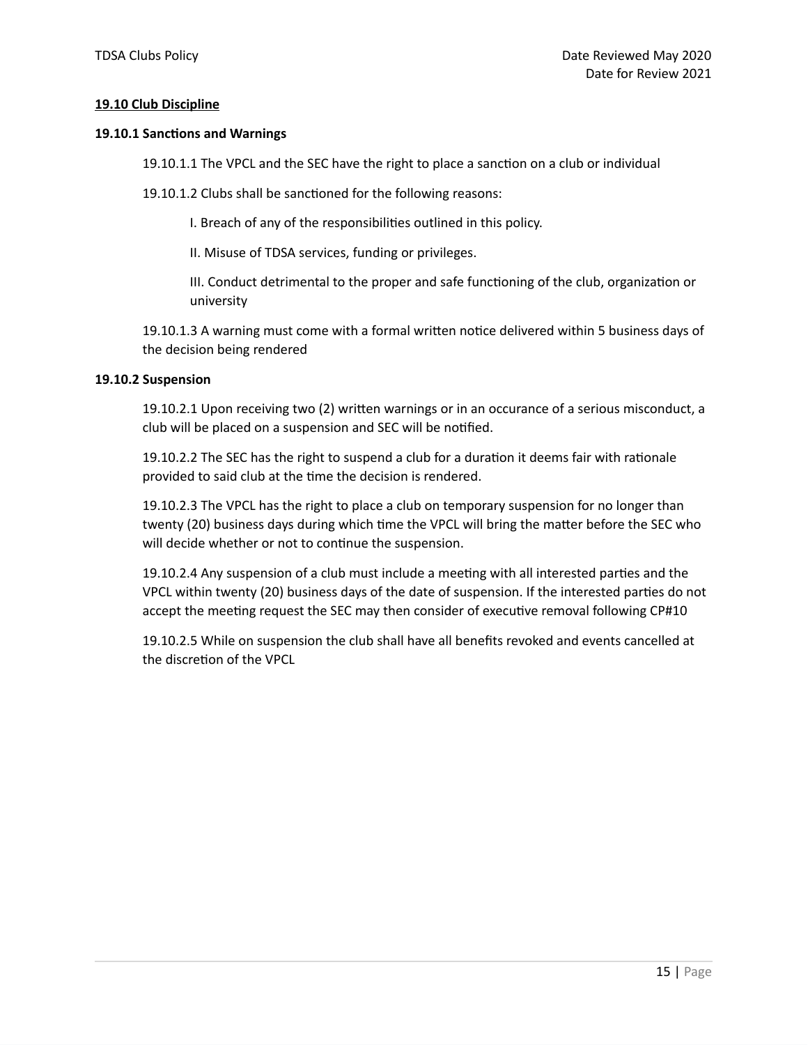## 19.10 Club Discipline

### 19.10.1 Sanctions and Warnings

19.10.1.1 The VPCL and the SEC have the right to place a sanction on a club or individual

19.10.1.2 Clubs shall be sanctioned for the following reasons:

I. Breach of any of the responsibilities outlined in this policy.

II. Misuse of TDSA services, funding or privileges.

III. Conduct detrimental to the proper and safe functioning of the club, organization or university

19.10.1.3 A warning must come with a formal written notice delivered within 5 business days of the decision being rendered

### 19.10.2 Suspension

19.10.2.1 Upon receiving two (2) written warnings or in an occurance of a serious misconduct, a club will be placed on a suspension and SEC will be notified.

19.10.2.2 The SEC has the right to suspend a club for a duration it deems fair with rationale provided to said club at the time the decision is rendered.

19.10.2.3 The VPCL has the right to place a club on temporary suspension for no longer than twenty (20) business days during which time the VPCL will bring the matter before the SEC who will decide whether or not to continue the suspension.

19.10.2.4 Any suspension of a club must include a meeting with all interested parties and the VPCL within twenty (20) business days of the date of suspension. If the interested parties do not accept the meeting request the SEC may then consider of executive removal following CP#10

19.10.2.5 While on suspension the club shall have all benefits revoked and events cancelled at the discretion of the VPCL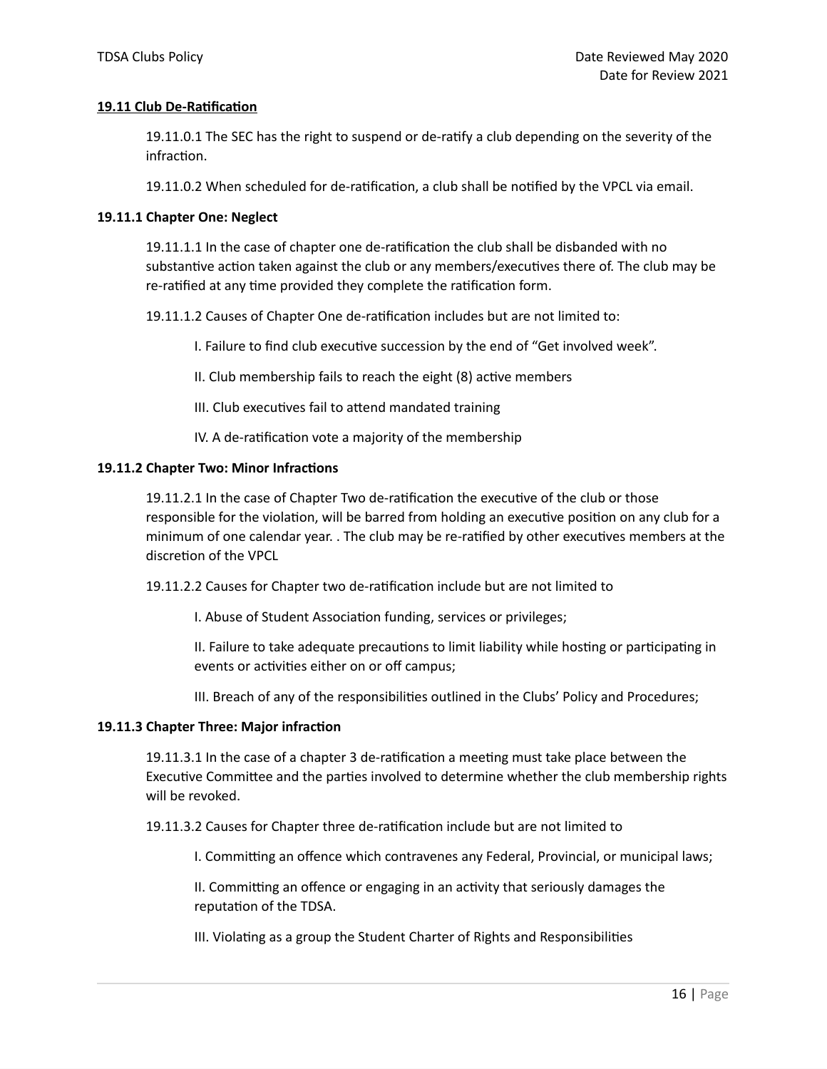### 19.11 Club De-Ratification

19.11.0.1 The SEC has the right to suspend or de-ratify a club depending on the severity of the infraction.

19.11.0.2 When scheduled for de-ratification, a club shall be notified by the VPCL via email.

#### 19.11.1 Chapter One: Neglect

19.11.1.1 In the case of chapter one de-ratification the club shall be disbanded with no substantive action taken against the club or any members/executives there of. The club may be re-ratified at any time provided they complete the ratification form.

19.11.1.2 Causes of Chapter One de-ratification includes but are not limited to:

I. Failure to find club executive succession by the end of "Get involved week".

II. Club membership fails to reach the eight (8) active members

III. Club executives fail to attend mandated training

IV. A de-ratification vote a majority of the membership

#### 19.11.2 Chapter Two: Minor Infractions

19.11.2.1 In the case of Chapter Two de-ratification the executive of the club or those responsible for the violation, will be barred from holding an executive position on any club for a minimum of one calendar year. . The club may be re-ratified by other executives members at the discretion of the VPCL

19.11.2.2 Causes for Chapter two de-ratification include but are not limited to

I. Abuse of Student Association funding, services or privileges;

II. Failure to take adequate precautions to limit liability while hosting or participating in events or activities either on or off campus;

III. Breach of any of the responsibilities outlined in the Clubs' Policy and Procedures;

#### 19.11.3 Chapter Three: Major infraction

19.11.3.1 In the case of a chapter 3 de-ratification a meeting must take place between the Executive Committee and the parties involved to determine whether the club membership rights will be revoked.

19.11.3.2 Causes for Chapter three de-ratification include but are not limited to

I. Committing an offence which contravenes any Federal, Provincial, or municipal laws;

II. Committing an offence or engaging in an activity that seriously damages the reputation of the TDSA.

III. Violating as a group the Student Charter of Rights and Responsibilities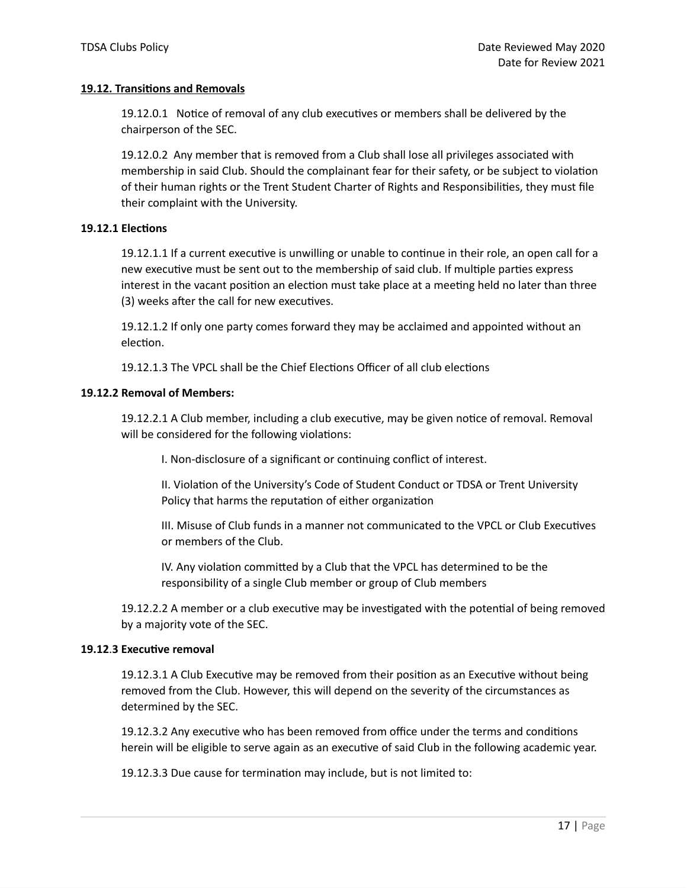**19.12. Transitions and Removals**

19.12.0.1 Notice of removal of any club executives or members shall be delivered by the chairperson of the SEC.

19.12.0.2 Any member that is removed from a Club shall lose all privileges associated with membership in said Club. Should the complainant fear for their safety, or be subject to violation of their human rights or the Trent Student Charter of Rights and Responsibilities, they must file their complaint with the University.

**19.12.1 Elections**

19.12.1.1 If a current executive is unwilling or unable to continue in their role, an open call for a new executive must be sent out to the membership of said club. If multiple parties express interest in the vacant position an election must take place at a meeting held no later than three (3) weeks after the call for new executives.

19.12.1.2 If only one party comes forward they may be acclaimed and appointed without an election.

19.12.1.3 The VPCL shall be the Chief Elections Officer of all club elections

**19.12.2 Removal of Members:**

19.12.2.1 A Club member, including a club executive, may be given notice of removal. Removal will be considered for the following violations:

I. Non-disclosure of a significant or continuing conflict of interest.

II. Violation of the University's Code of Student Conduct or TDSA or Trent University Policy that harms the reputation of either organization

III. Misuse of Club funds in a manner not communicated to the VPCL or Club Executives or members of the Club.

IV. Any violation committed by a Club that the VPCL has determined to be the responsibility of a single Club member or group of Club members

19.12.2.2 A member or a club executive may be investigated with the potential of being removed by a majority vote of the SEC.

**19.12.3 Executive removal**

19.12.3.1 A Club Executive may be removed from their position as an Executive without being removed from the Club. However, this will depend on the severity of the circumstances as determined by the SEC.

19.12.3.2 Any executive who has been removed from office under the terms and conditions herein will be eligible to serve again as an executive of said Club in the following academic year.

19.12.3.3 Due cause for termination may include, but is not limited to: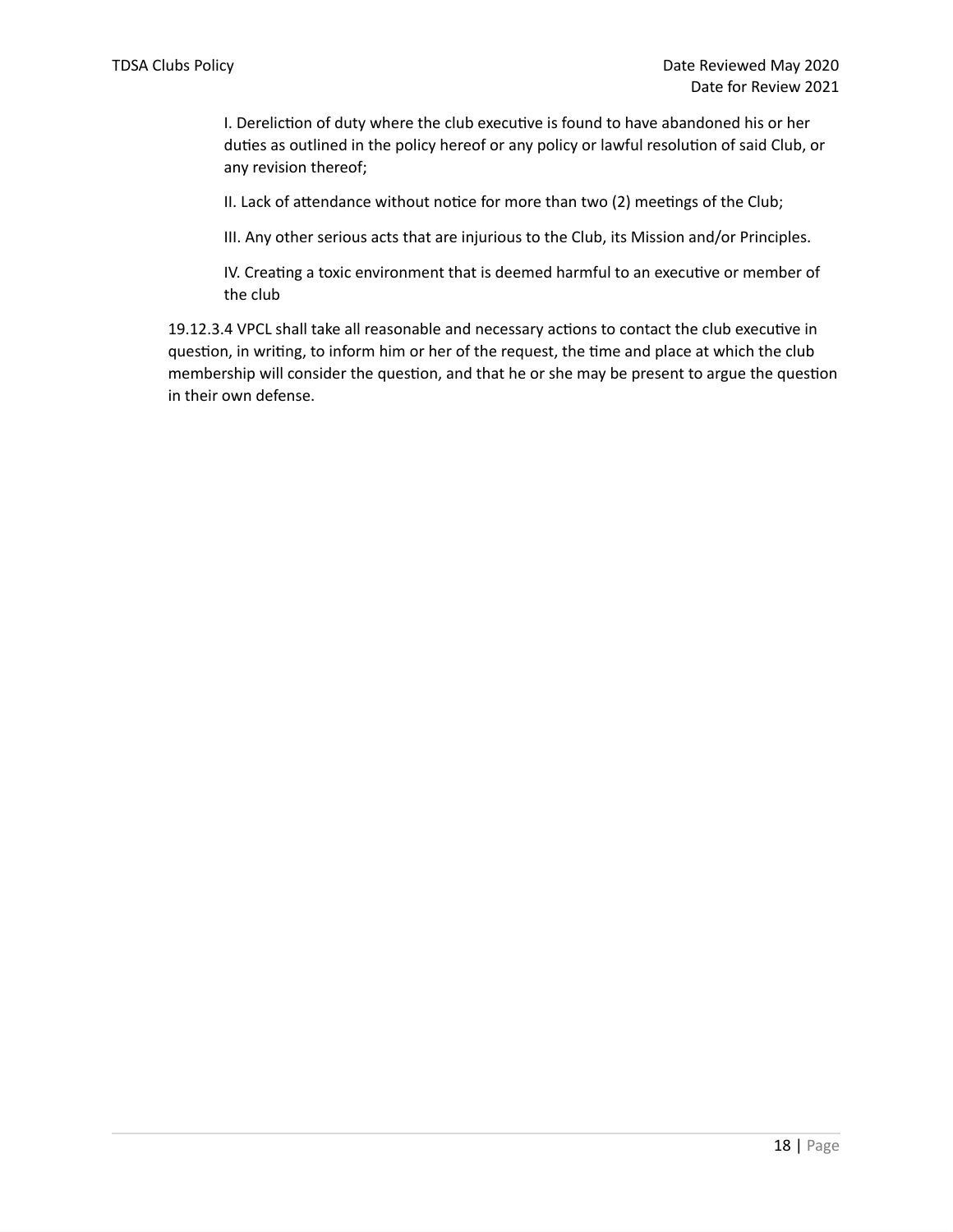I. Dereliction of duty where the club executive is found to have abandoned his or her duties as outlined in the policy hereof or any policy or lawful resolution of said Club, or any revision thereof;

II. Lack of attendance without notice for more than two (2) meetings of the Club;

III. Any other serious acts that are injurious to the Club, its Mission and/or Principles.

IV. Creating a toxic environment that is deemed harmful to an executive or member of the club

19.12.3.4 VPCL shall take all reasonable and necessary actions to contact the club executive in question, in writing, to inform him or her of the request, the time and place at which the club membership will consider the question, and that he or she may be present to argue the question in their own defense.